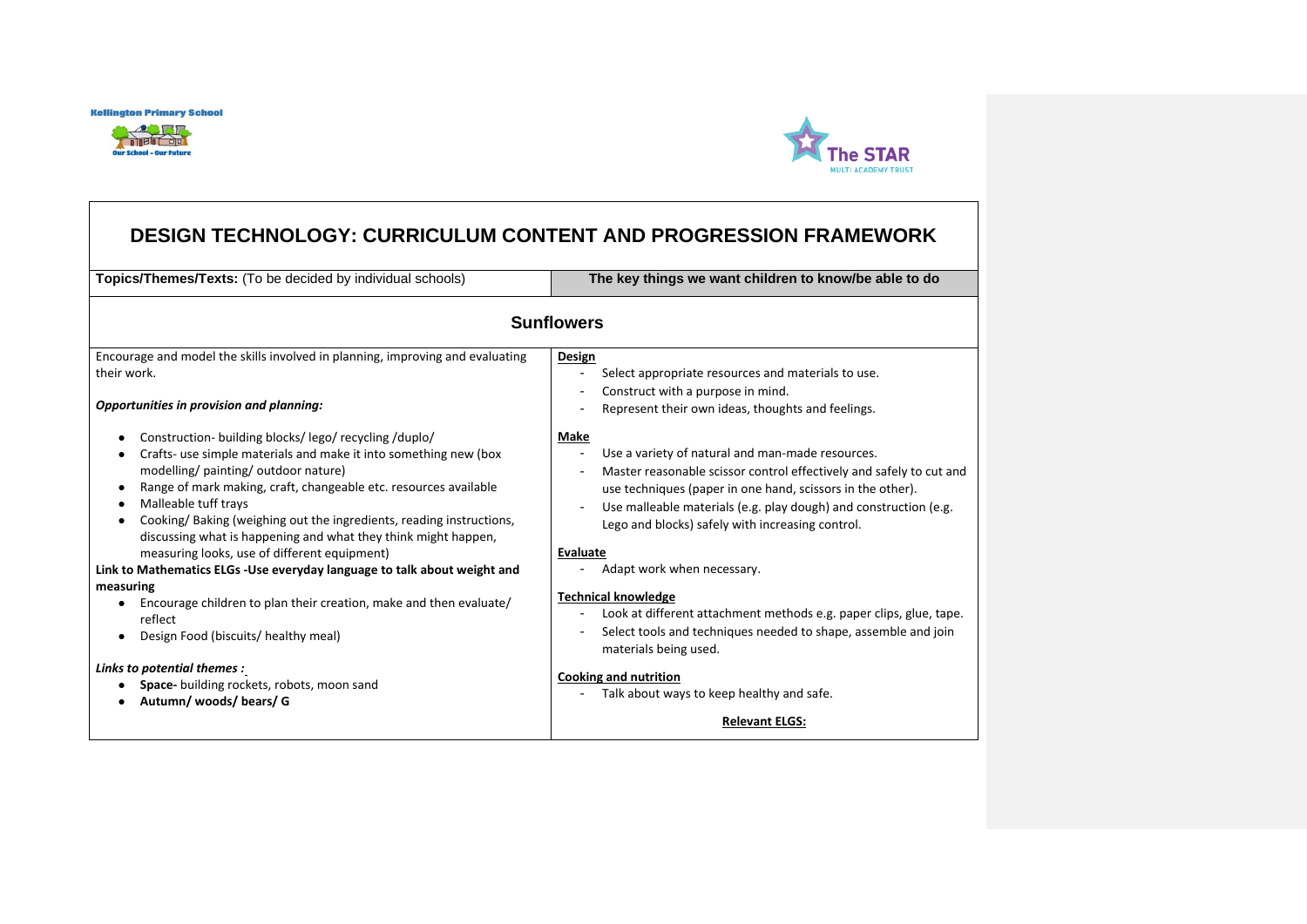Kellington Primary School

Our School - Our Future

The STAR MULTI ACADEMY TRUST

# DESIGN TECHNOLOGY: CURRICULUM CONTENT AND PROGRESSION FRAMEWORK

| **Topics/Themes/Texts:** (To be decided by individual schools) | **The key things we want children to know/be able to do** |
|---|---|
| **Sunflowers** | |
| Encourage and model the skills involved in planning, improving and evaluating their work.<br><br>***Opportunities in provision and planning:***<br><br>• Construction- building blocks/ lego/ recycling /duplo/<br>• Crafts- use simple materials and make it into something new (box modelling/ painting/ outdoor nature)<br>• Range of mark making, craft, changeable etc. resources available<br>• Malleable tuff trays<br>• Cooking/ Baking (weighing out the ingredients, reading instructions, discussing what is happening and what they think might happen, measuring looks, use of different equipment)<br>**Link to Mathematics ELGs -Use everyday language to talk about weight and measuring**<br>• Encourage children to plan their creation, make and then evaluate/ reflect<br>• Design Food (biscuits/ healthy meal)<br><br>***Links to potential themes :***<br>• **Space-** building rockets, robots, moon sand<br>• **Autumn/ woods/ bears/ G** | **Design**<br>- Select appropriate resources and materials to use.<br>- Construct with a purpose in mind.<br>- Represent their own ideas, thoughts and feelings.<br><br>**Make**<br>- Use a variety of natural and man-made resources.<br>- Master reasonable scissor control effectively and safely to cut and use techniques (paper in one hand, scissors in the other).<br>- Use malleable materials (e.g. play dough) and construction (e.g. Lego and blocks) safely with increasing control.<br><br>**Evaluate**<br>- Adapt work when necessary.<br><br>**Technical knowledge**<br>- Look at different attachment methods e.g. paper clips, glue, tape.<br>- Select tools and techniques needed to shape, assemble and join materials being used.<br><br>**Cooking and nutrition**<br>- Talk about ways to keep healthy and safe.<br><br>**Relevant ELGS:** |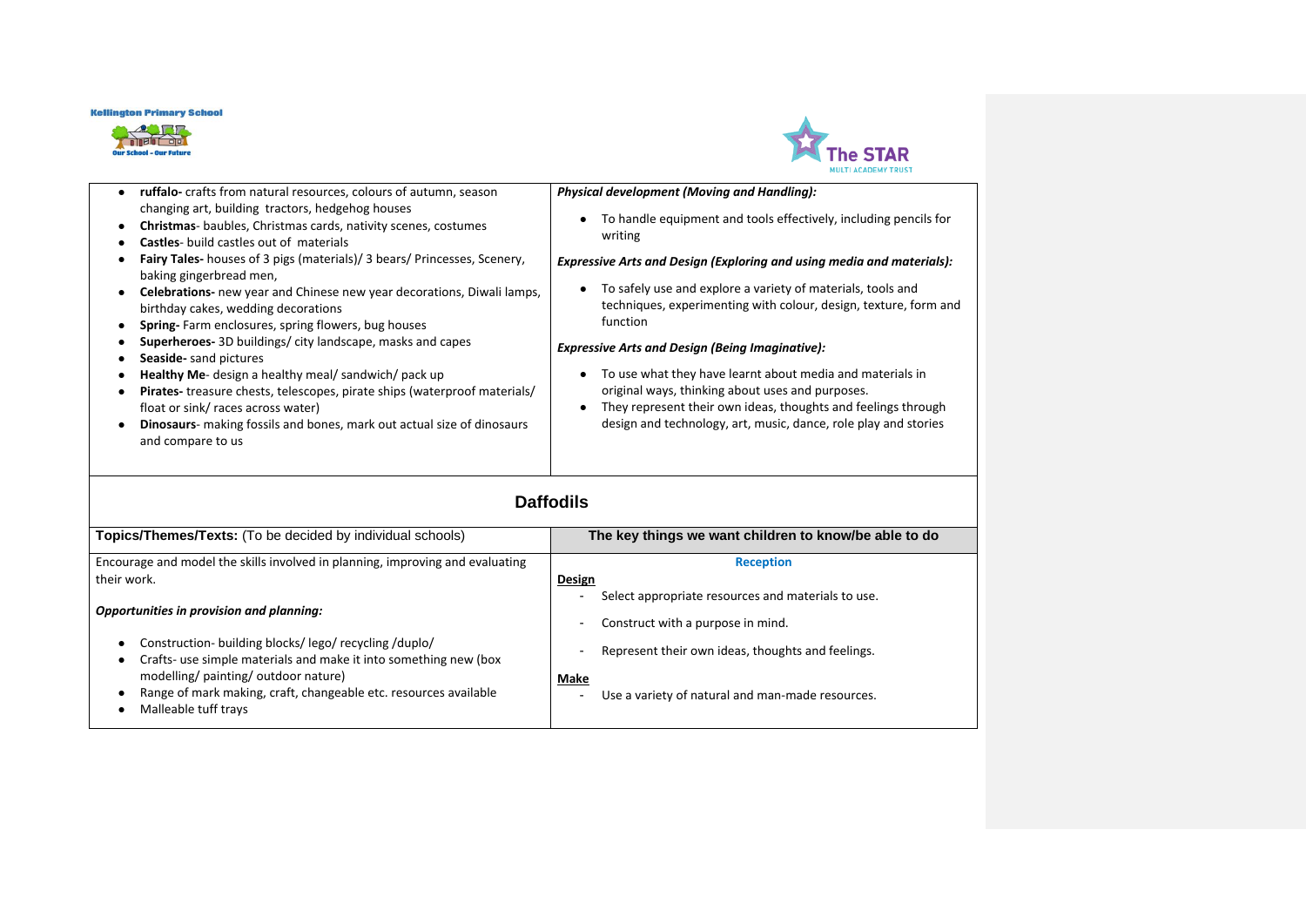| | |
|---|---|
| <ul><li>**ruffalo-** crafts from natural resources, colours of autumn, season changing art, building tractors, hedgehog houses</li><li>**Christmas**- baubles, Christmas cards, nativity scenes, costumes</li><li>**Castles**- build castles out of materials</li><li>**Fairy Tales-** houses of 3 pigs (materials)/ 3 bears/ Princesses, Scenery, baking gingerbread men,</li><li>**Celebrations-** new year and Chinese new year decorations, Diwali lamps, birthday cakes, wedding decorations</li><li>**Spring-** Farm enclosures, spring flowers, bug houses</li><li>**Superheroes-** 3D buildings/ city landscape, masks and capes</li><li>**Seaside-** sand pictures</li><li>**Healthy Me**- design a healthy meal/ sandwich/ pack up</li><li>**Pirates-** treasure chests, telescopes, pirate ships (waterproof materials/ float or sink/ races across water)</li><li>**Dinosaurs**- making fossils and bones, mark out actual size of dinosaurs and compare to us</li></ul> | ***Physical development (Moving and Handling):***<ul><li>To handle equipment and tools effectively, including pencils for writing</li></ul>***Expressive Arts and Design (Exploring and using media and materials):***<ul><li>To safely use and explore a variety of materials, tools and techniques, experimenting with colour, design, texture, form and function</li></ul>***Expressive Arts and Design (Being Imaginative):***<ul><li>To use what they have learnt about media and materials in original ways, thinking about uses and purposes.</li><li>They represent their own ideas, thoughts and feelings through design and technology, art, music, dance, role play and stories</li></ul> |

## Daffodils

| **Topics/Themes/Texts:** (To be decided by individual schools) | **The key things we want children to know/be able to do** |
|---|---|
| Encourage and model the skills involved in planning, improving and evaluating their work.<br><br>***Opportunities in provision and planning:***<ul><li>Construction- building blocks/ lego/ recycling /duplo/</li><li>Crafts- use simple materials and make it into something new (box modelling/ painting/ outdoor nature)</li><li>Range of mark making, craft, changeable etc. resources available</li><li>Malleable tuff trays</li></ul> | **Reception**<br><br>**Design**<br>- Select appropriate resources and materials to use.<br>- Construct with a purpose in mind.<br>- Represent their own ideas, thoughts and feelings.<br><br>**Make**<br>- Use a variety of natural and man-made resources. |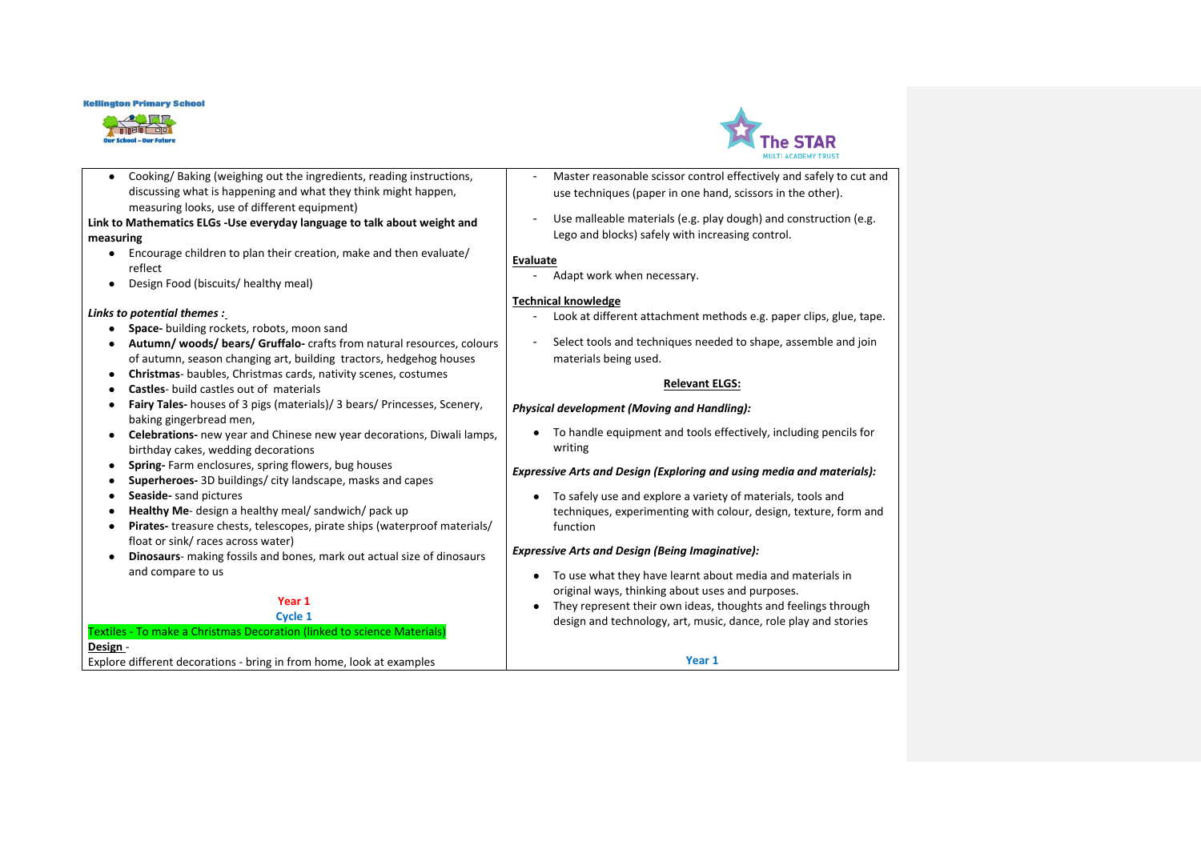- Cooking/ Baking (weighing out the ingredients, reading instructions, discussing what is happening and what they think might happen, measuring looks, use of different equipment)

**Link to Mathematics ELGs -Use everyday language to talk about weight and measuring**

- Encourage children to plan their creation, make and then evaluate/ reflect
- Design Food (biscuits/ healthy meal)

***Links to potential themes :***

- **Space-** building rockets, robots, moon sand
- **Autumn/ woods/ bears/ Gruffalo-** crafts from natural resources, colours of autumn, season changing art, building tractors, hedgehog houses
- **Christmas**- baubles, Christmas cards, nativity scenes, costumes
- **Castles**- build castles out of materials
- **Fairy Tales-** houses of 3 pigs (materials)/ 3 bears/ Princesses, Scenery, baking gingerbread men,
- **Celebrations-** new year and Chinese new year decorations, Diwali lamps, birthday cakes, wedding decorations
- **Spring-** Farm enclosures, spring flowers, bug houses
- **Superheroes-** 3D buildings/ city landscape, masks and capes
- **Seaside-** sand pictures
- **Healthy Me**- design a healthy meal/ sandwich/ pack up
- **Pirates-** treasure chests, telescopes, pirate ships (waterproof materials/ float or sink/ races across water)
- **Dinosaurs**- making fossils and bones, mark out actual size of dinosaurs and compare to us

## Year 1

### Cycle 1

Textiles - To make a Christmas Decoration (linked to science Materials)

**Design** -

Explore different decorations - bring in from home, look at examples

- Master reasonable scissor control effectively and safely to cut and use techniques (paper in one hand, scissors in the other).
- Use malleable materials (e.g. play dough) and construction (e.g. Lego and blocks) safely with increasing control.

**Evaluate**

- Adapt work when necessary.

**Technical knowledge**

- Look at different attachment methods e.g. paper clips, glue, tape.
- Select tools and techniques needed to shape, assemble and join materials being used.

**Relevant ELGS:**

***Physical development (Moving and Handling):***

- To handle equipment and tools effectively, including pencils for writing

***Expressive Arts and Design (Exploring and using media and materials):***

- To safely use and explore a variety of materials, tools and techniques, experimenting with colour, design, texture, form and function

***Expressive Arts and Design (Being Imaginative):***

- To use what they have learnt about media and materials in original ways, thinking about uses and purposes.
- They represent their own ideas, thoughts and feelings through design and technology, art, music, dance, role play and stories

## Year 1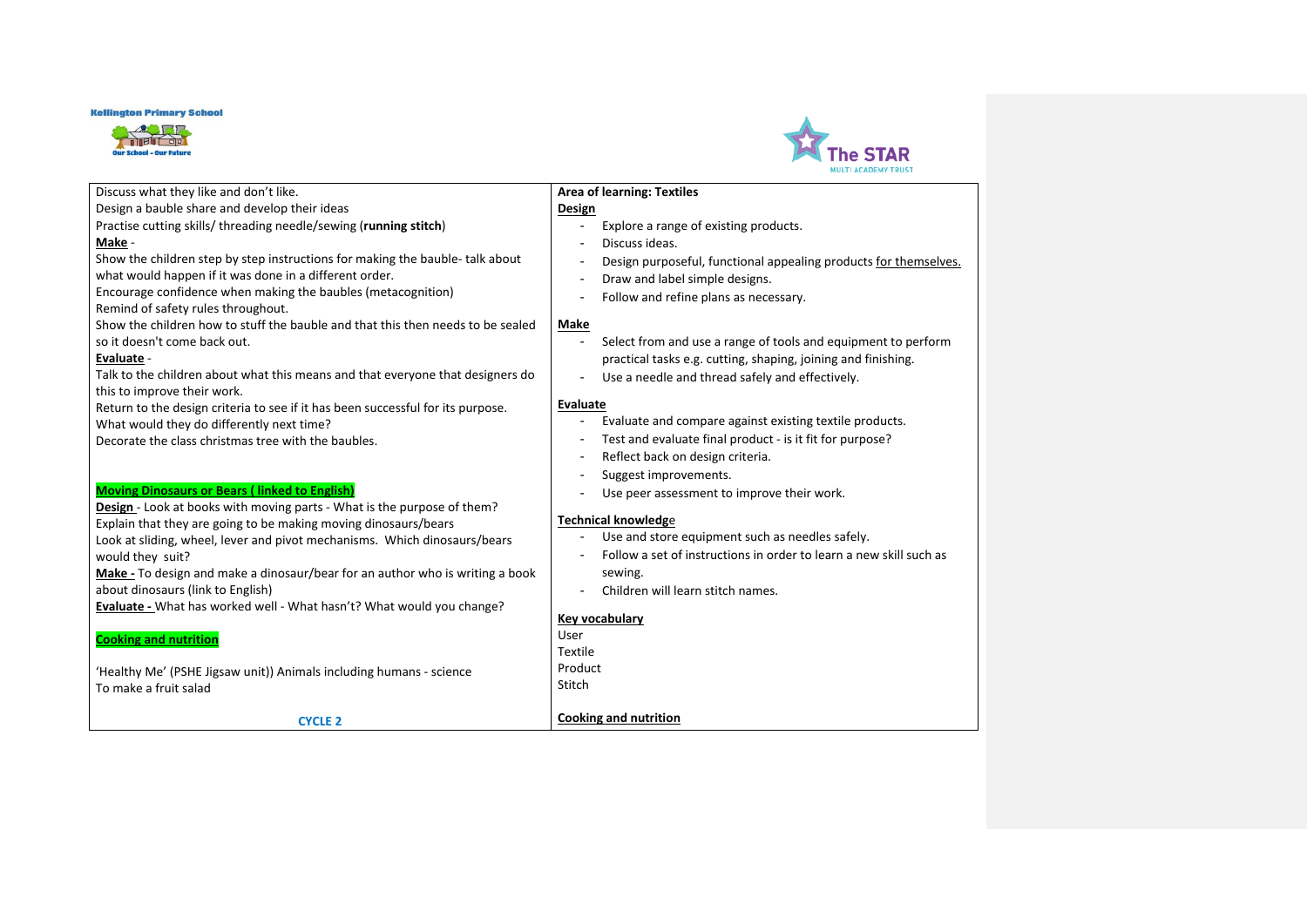Kellington Primary School

Our School - Our Future

The STAR MULTI ACADEMY TRUST

| | |
|---|---|
| Discuss what they like and don't like.<br>Design a bauble share and develop their ideas<br>Practise cutting skills/ threading needle/sewing (**running stitch**)<br>**Make** -<br>Show the children step by step instructions for making the bauble- talk about what would happen if it was done in a different order.<br>Encourage confidence when making the baubles (metacognition)<br>Remind of safety rules throughout.<br>Show the children how to stuff the bauble and that this then needs to be sealed so it doesn't come back out.<br>**Evaluate** -<br>Talk to the children about what this means and that everyone that designers do this to improve their work.<br>Return to the design criteria to see if it has been successful for its purpose.<br>What would they do differently next time?<br>Decorate the class christmas tree with the baubles.<br><br>**Moving Dinosaurs or Bears ( linked to English)**<br>**Design** - Look at books with moving parts - What is the purpose of them?<br>Explain that they are going to be making moving dinosaurs/bears<br>Look at sliding, wheel, lever and pivot mechanisms. Which dinosaurs/bears would they suit?<br>**Make -** To design and make a dinosaur/bear for an author who is writing a book about dinosaurs (link to English)<br>**Evaluate -** What has worked well - What hasn't? What would you change?<br><br>**Cooking and nutrition**<br><br>'Healthy Me' (PSHE Jigsaw unit)) Animals including humans - science<br>To make a fruit salad<br><br>**CYCLE 2** | **Area of learning: Textiles**<br>**Design**<br>- Explore a range of existing products.<br>- Discuss ideas.<br>- Design purposeful, functional appealing products for themselves.<br>- Draw and label simple designs.<br>- Follow and refine plans as necessary.<br><br>**Make**<br>- Select from and use a range of tools and equipment to perform practical tasks e.g. cutting, shaping, joining and finishing.<br>- Use a needle and thread safely and effectively.<br><br>**Evaluate**<br>- Evaluate and compare against existing textile products.<br>- Test and evaluate final product - is it fit for purpose?<br>- Reflect back on design criteria.<br>- Suggest improvements.<br>- Use peer assessment to improve their work.<br><br>**Technical knowledge**<br>- Use and store equipment such as needles safely.<br>- Follow a set of instructions in order to learn a new skill such as sewing.<br>- Children will learn stitch names.<br><br>**Key vocabulary**<br>User<br>Textile<br>Product<br>Stitch<br><br>**Cooking and nutrition** |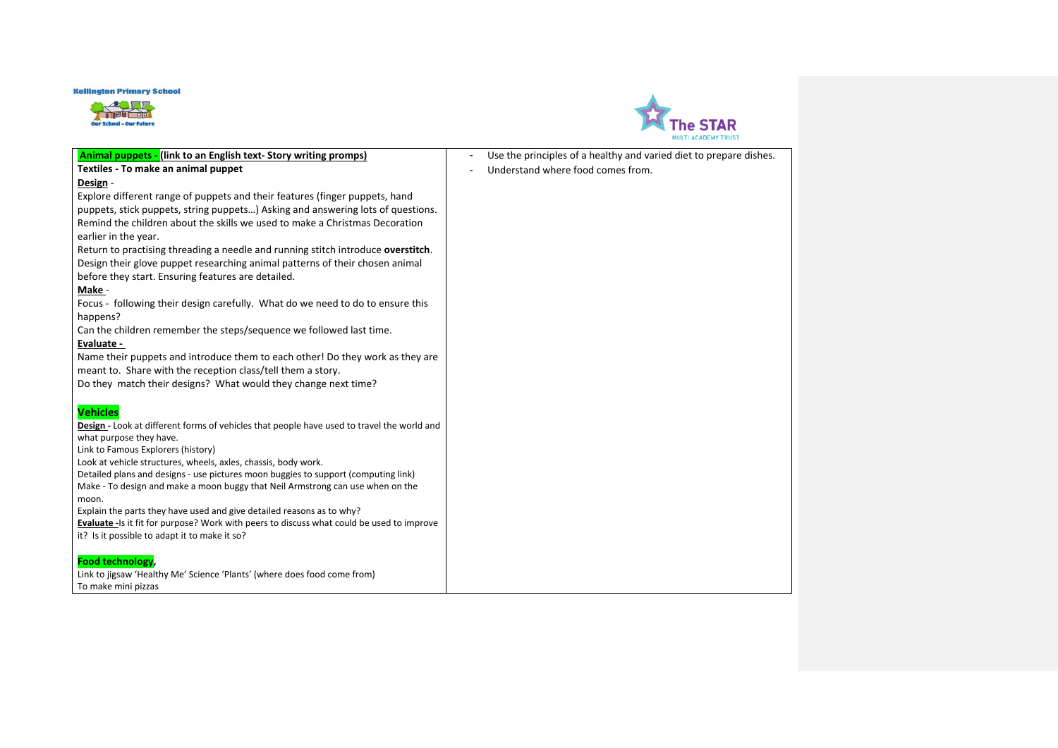| | |
|---|---|
| **Animal puppets - (link to an English text- Story writing promps)**<br>**Textiles - To make an animal puppet**<br>**Design** -<br>Explore different range of puppets and their features (finger puppets, hand puppets, stick puppets, string puppets…) Asking and answering lots of questions.<br>Remind the children about the skills we used to make a Christmas Decoration earlier in the year.<br>Return to practising threading a needle and running stitch introduce **overstitch**.<br>Design their glove puppet researching animal patterns of their chosen animal before they start. Ensuring features are detailed.<br>**Make** -<br>Focus - following their design carefully. What do we need to do to ensure this happens?<br>Can the children remember the steps/sequence we followed last time.<br>**Evaluate -**<br>Name their puppets and introduce them to each other! Do they work as they are meant to. Share with the reception class/tell them a story.<br>Do they match their designs? What would they change next time?<br><br>**Vehicles**<br>**Design** - Look at different forms of vehicles that people have used to travel the world and what purpose they have.<br>Link to Famous Explorers (history)<br>Look at vehicle structures, wheels, axles, chassis, body work.<br>Detailed plans and designs - use pictures moon buggies to support (computing link)<br>Make - To design and make a moon buggy that Neil Armstrong can use when on the moon.<br>Explain the parts they have used and give detailed reasons as to why?<br>**Evaluate** -Is it fit for purpose? Work with peers to discuss what could be used to improve it? Is it possible to adapt it to make it so?<br><br>**Food technology**,<br>Link to jigsaw 'Healthy Me' Science 'Plants' (where does food come from)<br>To make mini pizzas | - Use the principles of a healthy and varied diet to prepare dishes.<br>- Understand where food comes from. |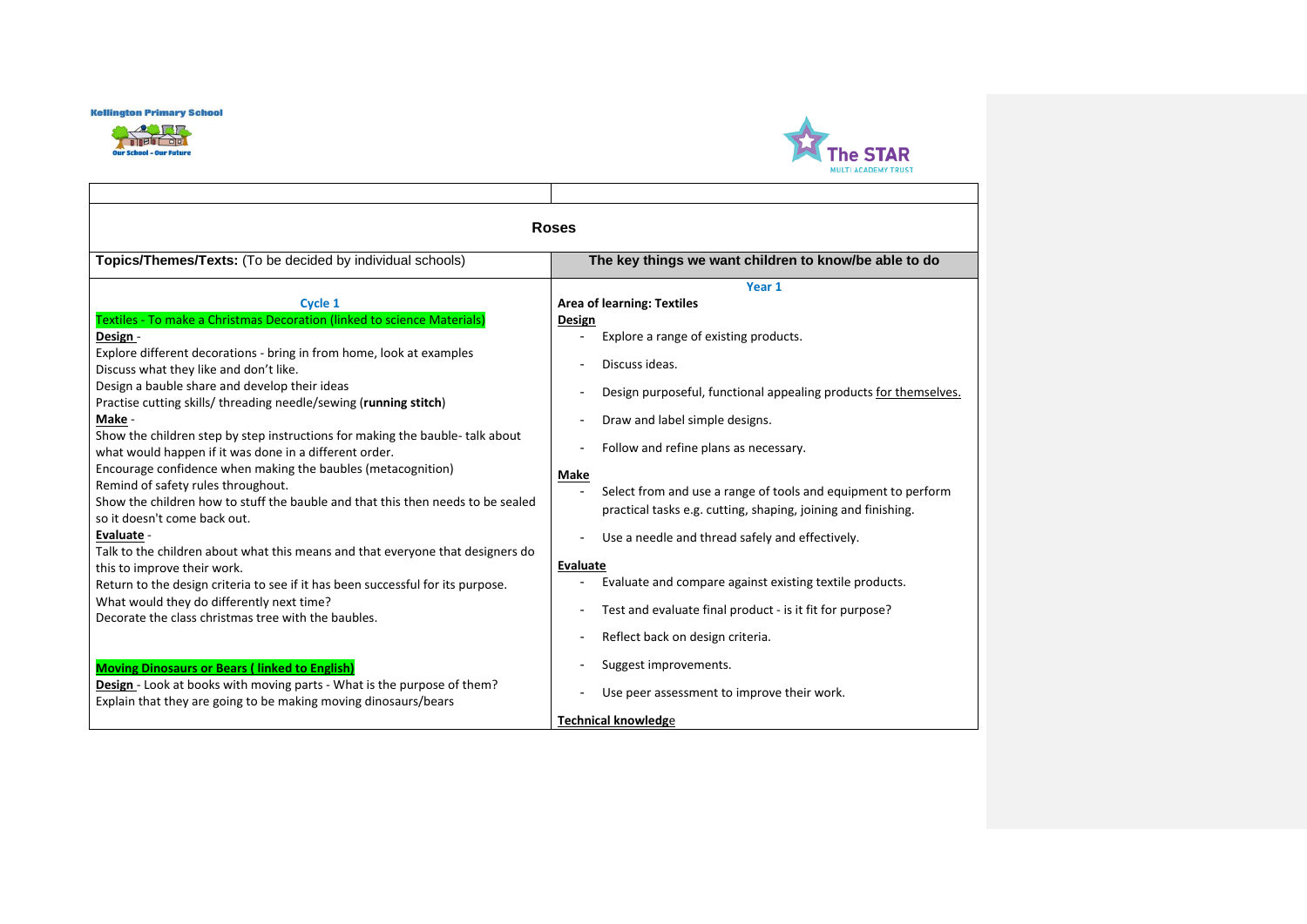Kellington Primary School

Our School - Our Future

The STAR MULTI ACADEMY TRUST

| | |
|---|---|
| **Roses** | |
| **Topics/Themes/Texts:** (To be decided by individual schools) | **The key things we want children to know/be able to do** |
| **Cycle 1**<br><br>Textiles - To make a Christmas Decoration (linked to science Materials)<br><br>**Design** -<br>Explore different decorations - bring in from home, look at examples<br>Discuss what they like and don't like.<br>Design a bauble share and develop their ideas<br>Practise cutting skills/ threading needle/sewing (**running stitch**)<br><br>**Make** -<br>Show the children step by step instructions for making the bauble- talk about what would happen if it was done in a different order.<br>Encourage confidence when making the baubles (metacognition)<br>Remind of safety rules throughout.<br>Show the children how to stuff the bauble and that this then needs to be sealed so it doesn't come back out.<br><br>**Evaluate** -<br>Talk to the children about what this means and that everyone that designers do this to improve their work.<br>Return to the design criteria to see if it has been successful for its purpose.<br>What would they do differently next time?<br>Decorate the class christmas tree with the baubles.<br><br>**Moving Dinosaurs or Bears ( linked to English)**<br><br>**Design** - Look at books with moving parts - What is the purpose of them?<br>Explain that they are going to be making moving dinosaurs/bears | **Year 1**<br><br>**Area of learning: Textiles**<br><br>**Design**<br>- Explore a range of existing products.<br>- Discuss ideas.<br>- Design purposeful, functional appealing products for themselves.<br>- Draw and label simple designs.<br>- Follow and refine plans as necessary.<br><br>**Make**<br>- Select from and use a range of tools and equipment to perform practical tasks e.g. cutting, shaping, joining and finishing.<br>- Use a needle and thread safely and effectively.<br><br>**Evaluate**<br>- Evaluate and compare against existing textile products.<br>- Test and evaluate final product - is it fit for purpose?<br>- Reflect back on design criteria.<br>- Suggest improvements.<br>- Use peer assessment to improve their work.<br><br>**Technical knowledge** |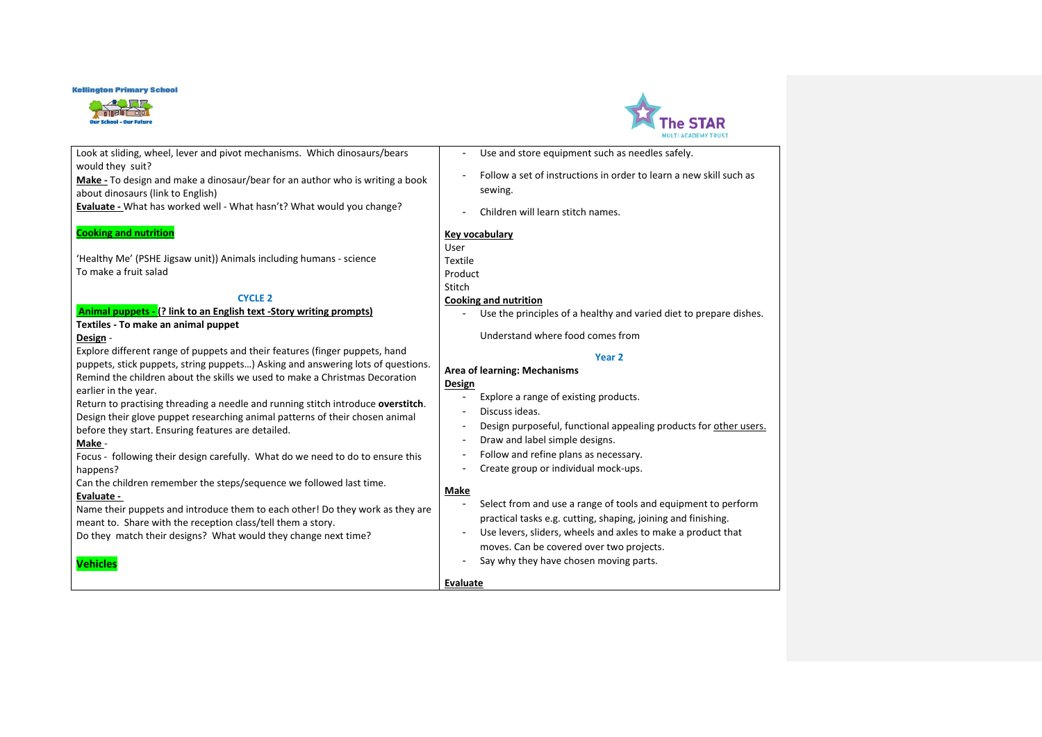Look at sliding, wheel, lever and pivot mechanisms. Which dinosaurs/bears would they suit?

**Make -** To design and make a dinosaur/bear for an author who is writing a book about dinosaurs (link to English)

**Evaluate -** What has worked well - What hasn't? What would you change?

**Cooking and nutrition**

'Healthy Me' (PSHE Jigsaw unit)) Animals including humans - science

To make a fruit salad

### CYCLE 2

**Animal puppets - (? link to an English text -Story writing prompts)**

**Textiles - To make an animal puppet**

**Design** -

Explore different range of puppets and their features (finger puppets, hand puppets, stick puppets, string puppets…) Asking and answering lots of questions. Remind the children about the skills we used to make a Christmas Decoration earlier in the year.

Return to practising threading a needle and running stitch introduce **overstitch**. Design their glove puppet researching animal patterns of their chosen animal before they start. Ensuring features are detailed.

**Make** -

Focus - following their design carefully. What do we need to do to ensure this happens?

Can the children remember the steps/sequence we followed last time.

**Evaluate -**

Name their puppets and introduce them to each other! Do they work as they are meant to. Share with the reception class/tell them a story.

Do they match their designs? What would they change next time?

**Vehicles**

- Use and store equipment such as needles safely.
- Follow a set of instructions in order to learn a new skill such as sewing.
- Children will learn stitch names.

**Key vocabulary**

User

Textile

Product

Stitch

**Cooking and nutrition**

- Use the principles of a healthy and varied diet to prepare dishes.

  Understand where food comes from

### Year 2

**Area of learning: Mechanisms**

**Design**

- Explore a range of existing products.
- Discuss ideas.
- Design purposeful, functional appealing products for other users.
- Draw and label simple designs.
- Follow and refine plans as necessary.
- Create group or individual mock-ups.

**Make**

- Select from and use a range of tools and equipment to perform practical tasks e.g. cutting, shaping, joining and finishing.
- Use levers, sliders, wheels and axles to make a product that moves. Can be covered over two projects.
- Say why they have chosen moving parts.

**Evaluate**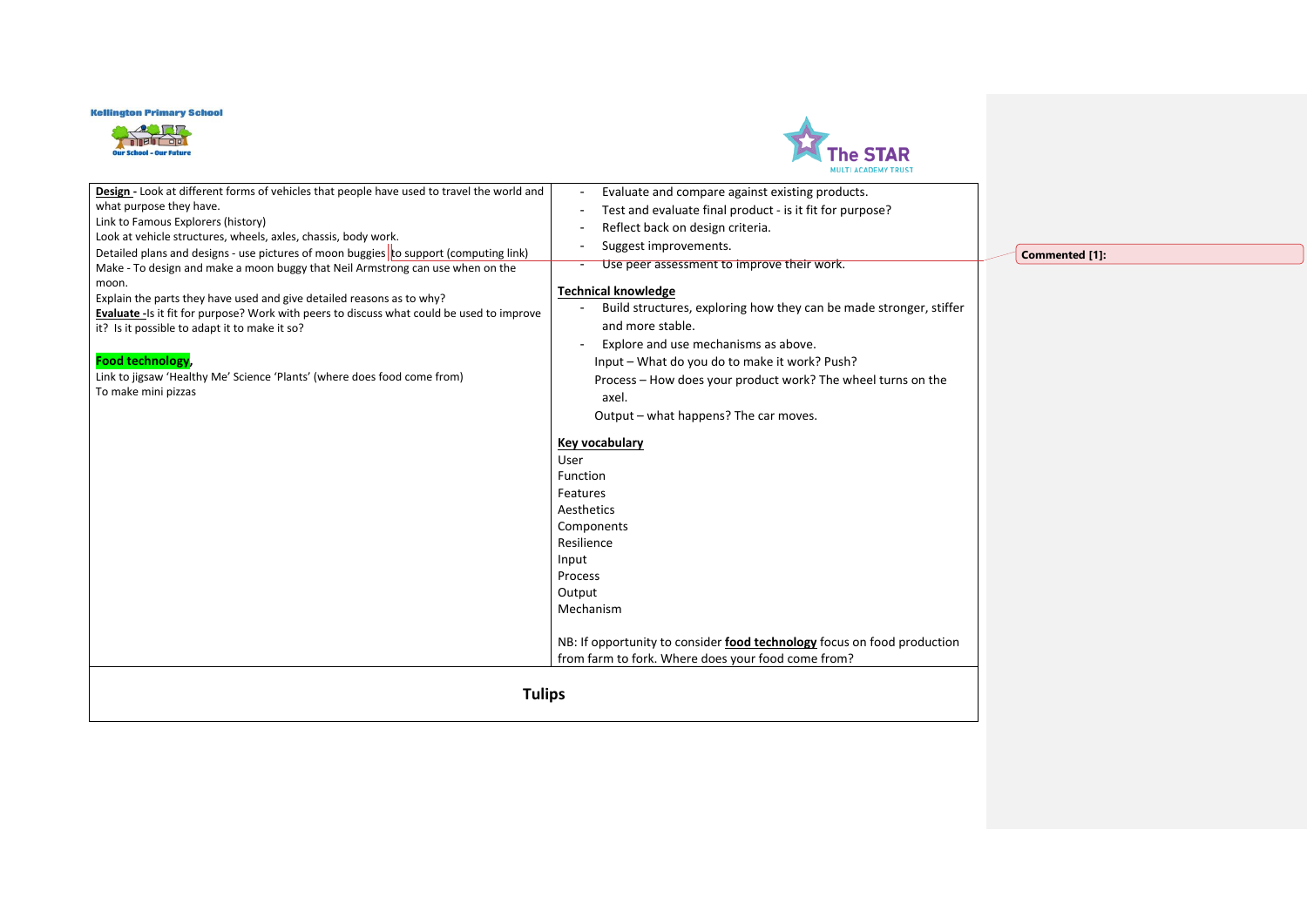Kellington Primary School

Our School - Our Future

The STAR MULTI ACADEMY TRUST

| | |
|---|---|
| **Design** - Look at different forms of vehicles that people have used to travel the world and what purpose they have.<br>Link to Famous Explorers (history)<br>Look at vehicle structures, wheels, axles, chassis, body work.<br>Detailed plans and designs - use pictures of moon buggies to support (computing link)<br>Make - To design and make a moon buggy that Neil Armstrong can use when on the moon.<br>Explain the parts they have used and give detailed reasons as to why?<br>**Evaluate** -Is it fit for purpose? Work with peers to discuss what could be used to improve it? Is it possible to adapt it to make it so?<br><br>**Food technology**,<br>Link to jigsaw 'Healthy Me' Science 'Plants' (where does food come from)<br>To make mini pizzas | - Evaluate and compare against existing products.<br>- Test and evaluate final product - is it fit for purpose?<br>- Reflect back on design criteria.<br>- Suggest improvements.<br>- Use peer assessment to improve their work.<br><br>**Technical knowledge**<br>- Build structures, exploring how they can be made stronger, stiffer and more stable.<br>- Explore and use mechanisms as above.<br>Input – What do you do to make it work? Push?<br>Process – How does your product work? The wheel turns on the axel.<br>Output – what happens? The car moves.<br><br>**Key vocabulary**<br>User<br>Function<br>Features<br>Aesthetics<br>Components<br>Resilience<br>Input<br>Process<br>Output<br>Mechanism<br><br>NB: If opportunity to consider **food technology** focus on food production from farm to fork. Where does your food come from? |
| **Tulips** | |

Commented [1]: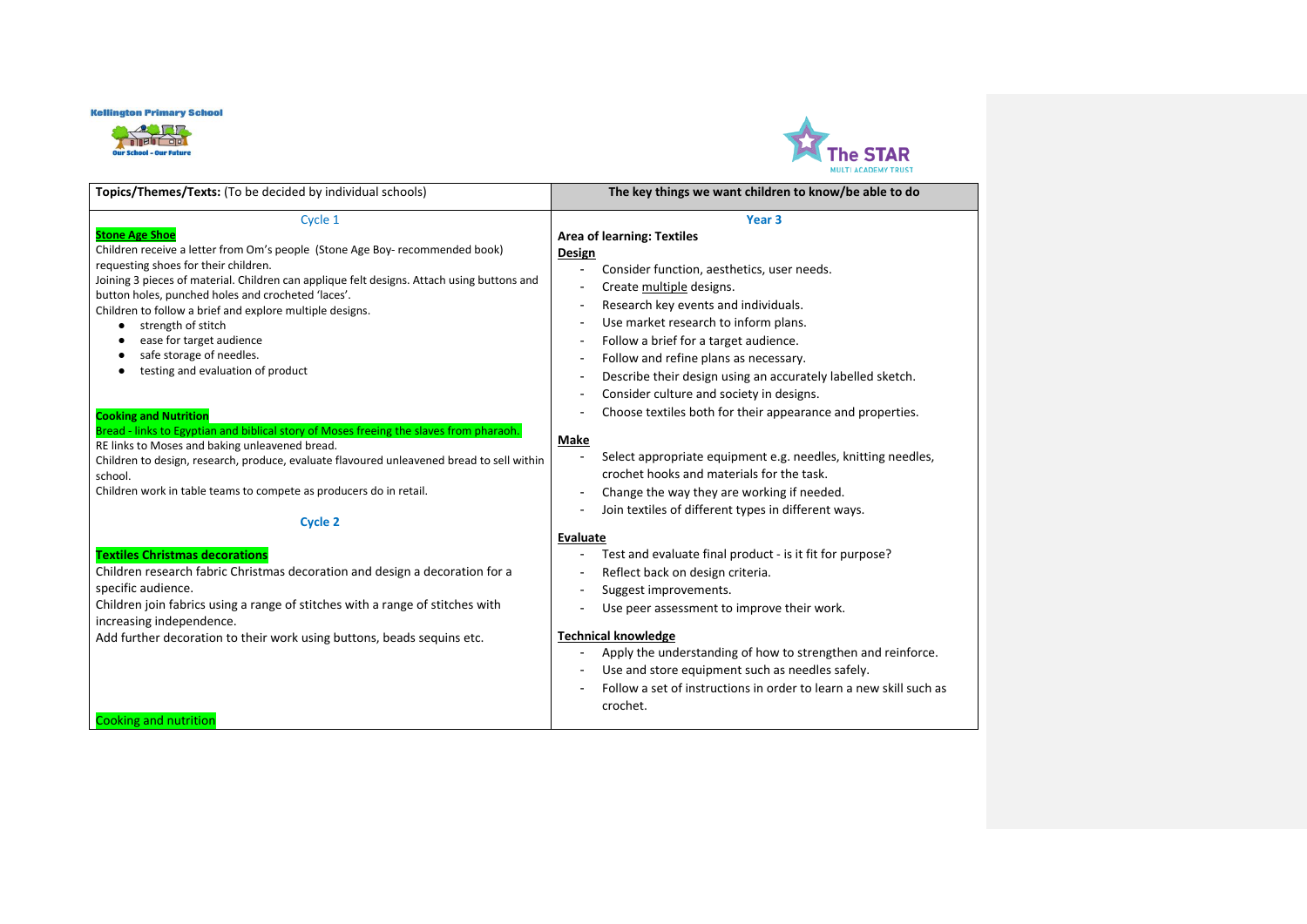Kellington Primary School

Our School - Our Future

The STAR MULTI ACADEMY TRUST

| Topics/Themes/Texts: (To be decided by individual schools) | The key things we want children to know/be able to do |
|---|---|
| Cycle 1<br><br>**Stone Age Shoe**<br>Children receive a letter from Om's people (Stone Age Boy- recommended book) requesting shoes for their children.<br>Joining 3 pieces of material. Children can applique felt designs. Attach using buttons and button holes, punched holes and crocheted 'laces'.<br>Children to follow a brief and explore multiple designs.<br>• strength of stitch<br>• ease for target audience<br>• safe storage of needles.<br>• testing and evaluation of product<br><br>**Cooking and Nutrition**<br>Bread - links to Egyptian and biblical story of Moses freeing the slaves from pharaoh.<br>RE links to Moses and baking unleavened bread.<br>Children to design, research, produce, evaluate flavoured unleavened bread to sell within school.<br>Children work in table teams to compete as producers do in retail.<br><br>**Cycle 2**<br><br>**Textiles Christmas decorations**<br>Children research fabric Christmas decoration and design a decoration for a specific audience.<br>Children join fabrics using a range of stitches with a range of stitches with increasing independence.<br>Add further decoration to their work using buttons, beads sequins etc.<br><br>Cooking and nutrition | **Year 3**<br><br>**Area of learning: Textiles**<br>**Design**<br>- Consider function, aesthetics, user needs.<br>- Create multiple designs.<br>- Research key events and individuals.<br>- Use market research to inform plans.<br>- Follow a brief for a target audience.<br>- Follow and refine plans as necessary.<br>- Describe their design using an accurately labelled sketch.<br>- Consider culture and society in designs.<br>- Choose textiles both for their appearance and properties.<br><br>**Make**<br>- Select appropriate equipment e.g. needles, knitting needles, crochet hooks and materials for the task.<br>- Change the way they are working if needed.<br>- Join textiles of different types in different ways.<br><br>**Evaluate**<br>- Test and evaluate final product - is it fit for purpose?<br>- Reflect back on design criteria.<br>- Suggest improvements.<br>- Use peer assessment to improve their work.<br><br>**Technical knowledge**<br>- Apply the understanding of how to strengthen and reinforce.<br>- Use and store equipment such as needles safely.<br>- Follow a set of instructions in order to learn a new skill such as crochet. |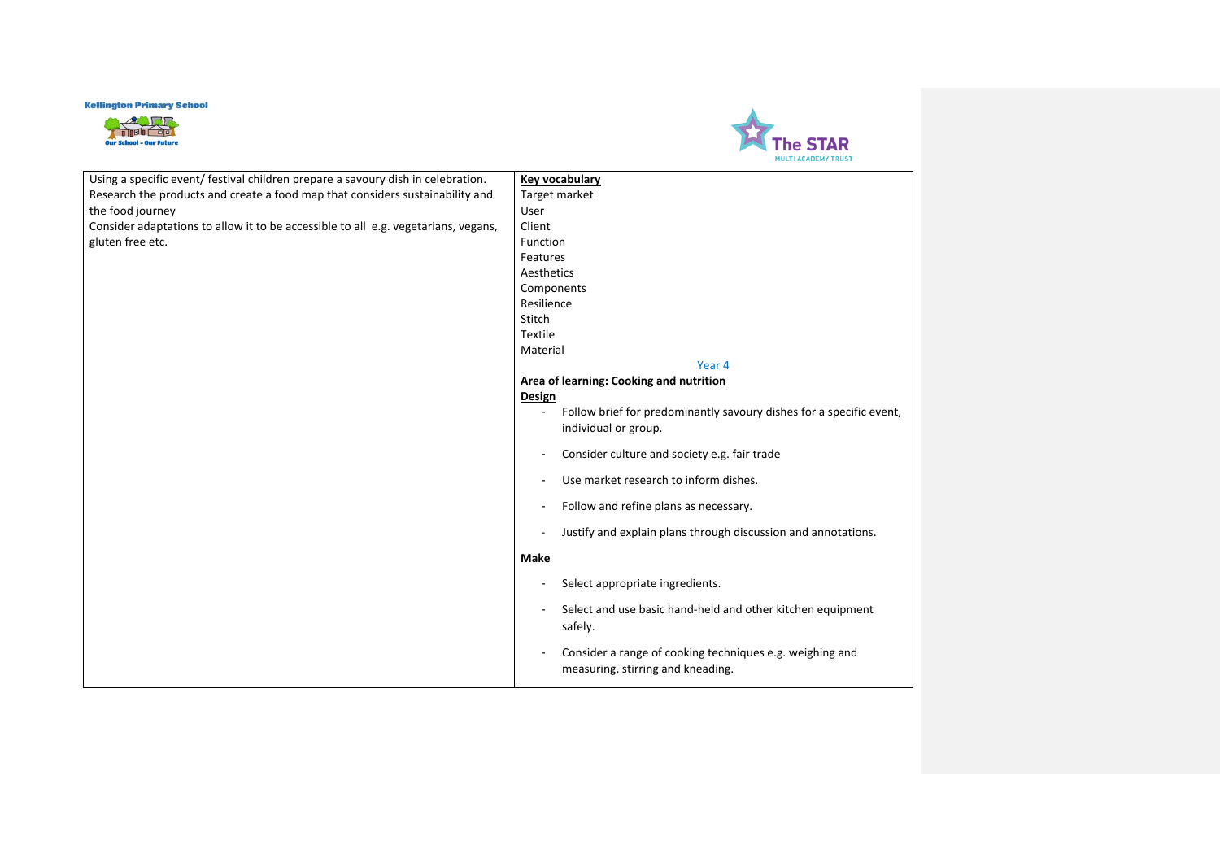| Using a specific event/ festival children prepare a savoury dish in celebration.<br>Research the products and create a food map that considers sustainability and the food journey<br>Consider adaptations to allow it to be accessible to all e.g. vegetarians, vegans, gluten free etc. | **Key vocabulary**<br>Target market<br>User<br>Client<br>Function<br>Features<br>Aesthetics<br>Components<br>Resilience<br>Stitch<br>Textile<br>Material<br>Year 4<br>**Area of learning: Cooking and nutrition**<br>**Design**<br>- Follow brief for predominantly savoury dishes for a specific event, individual or group.<br>- Consider culture and society e.g. fair trade<br>- Use market research to inform dishes.<br>- Follow and refine plans as necessary.<br>- Justify and explain plans through discussion and annotations.<br>**Make**<br>- Select appropriate ingredients.<br>- Select and use basic hand-held and other kitchen equipment safely.<br>- Consider a range of cooking techniques e.g. weighing and measuring, stirring and kneading. |
|---|---|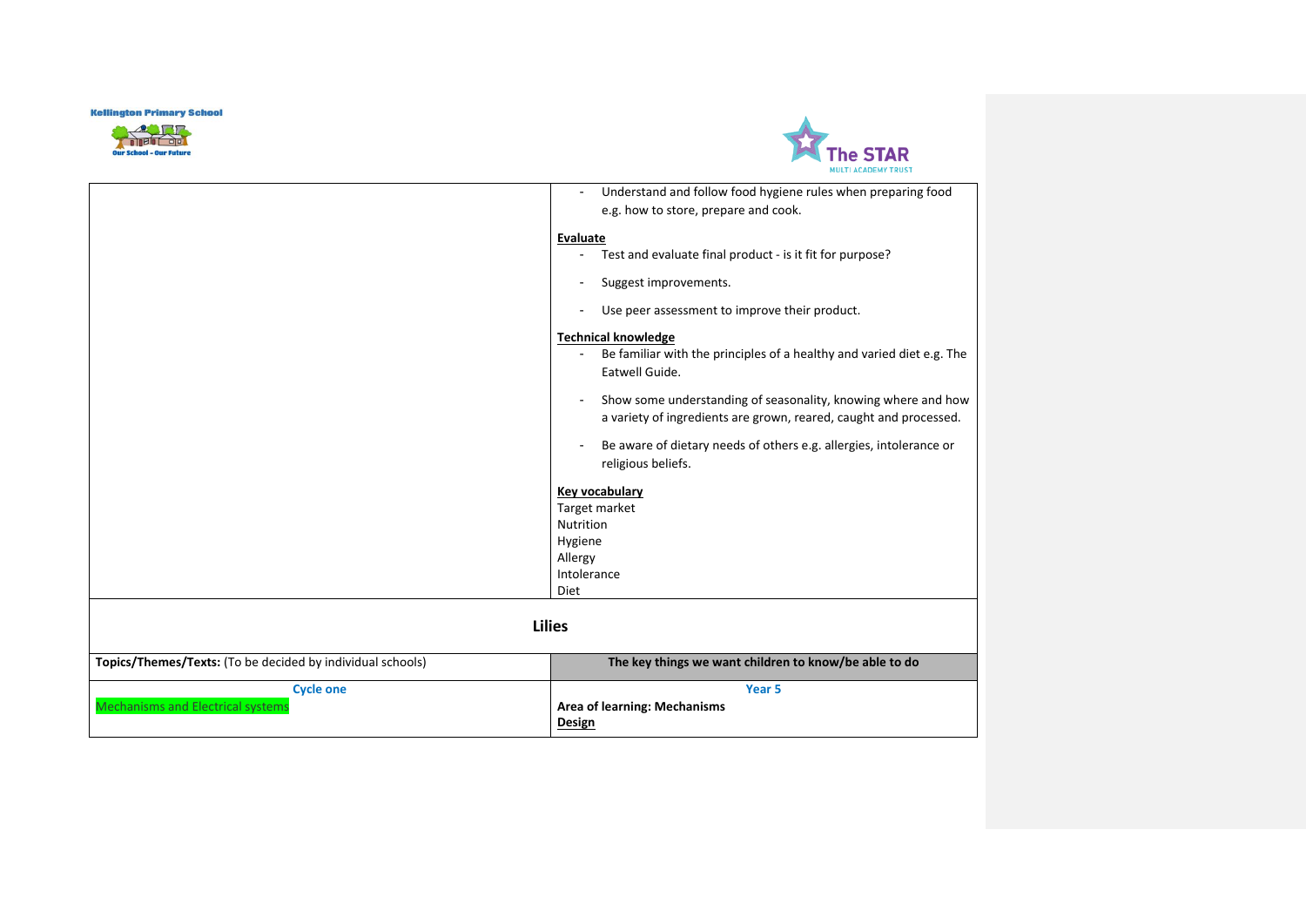| | |
|---|---|
| | - Understand and follow food hygiene rules when preparing food e.g. how to store, prepare and cook.<br><br>**Evaluate**<br>- Test and evaluate final product - is it fit for purpose?<br>- Suggest improvements.<br>- Use peer assessment to improve their product.<br><br>**Technical knowledge**<br>- Be familiar with the principles of a healthy and varied diet e.g. The Eatwell Guide.<br>- Show some understanding of seasonality, knowing where and how a variety of ingredients are grown, reared, caught and processed.<br>- Be aware of dietary needs of others e.g. allergies, intolerance or religious beliefs.<br><br>**Key vocabulary**<br>Target market<br>Nutrition<br>Hygiene<br>Allergy<br>Intolerance<br>Diet |

## Lilies

| **Topics/Themes/Texts:** (To be decided by individual schools) | **The key things we want children to know/be able to do** |
|---|---|
| **Cycle one**<br>Mechanisms and Electrical systems | **Year 5**<br>**Area of learning: Mechanisms**<br>**Design** |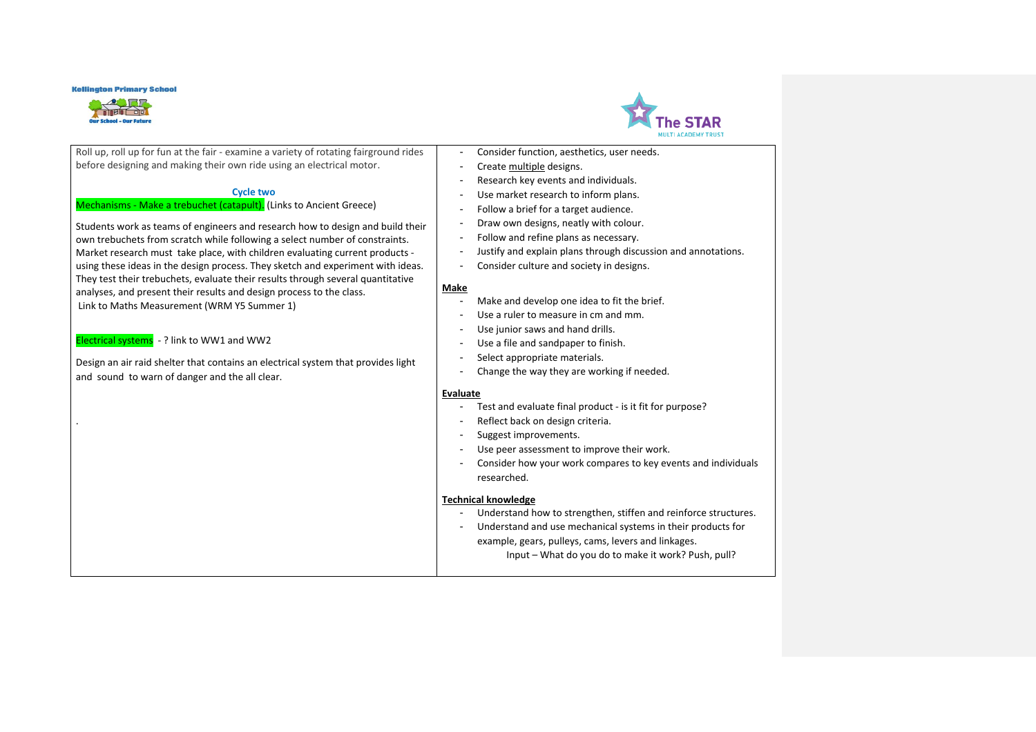Roll up, roll up for fun at the fair - examine a variety of rotating fairground rides before designing and making their own ride using an electrical motor.

**Cycle two**

Mechanisms - Make a trebuchet (catapult). (Links to Ancient Greece)

Students work as teams of engineers and research how to design and build their own trebuchets from scratch while following a select number of constraints. Market research must take place, with children evaluating current products - using these ideas in the design process. They sketch and experiment with ideas. They test their trebuchets, evaluate their results through several quantitative analyses, and present their results and design process to the class.
Link to Maths Measurement (WRM Y5 Summer 1)

Electrical systems - ? link to WW1 and WW2

Design an air raid shelter that contains an electrical system that provides light and sound to warn of danger and the all clear.

.

- Consider function, aesthetics, user needs.
- Create multiple designs.
- Research key events and individuals.
- Use market research to inform plans.
- Follow a brief for a target audience.
- Draw own designs, neatly with colour.
- Follow and refine plans as necessary.
- Justify and explain plans through discussion and annotations.
- Consider culture and society in designs.

**Make**

- Make and develop one idea to fit the brief.
- Use a ruler to measure in cm and mm.
- Use junior saws and hand drills.
- Use a file and sandpaper to finish.
- Select appropriate materials.
- Change the way they are working if needed.

**Evaluate**

- Test and evaluate final product - is it fit for purpose?
- Reflect back on design criteria.
- Suggest improvements.
- Use peer assessment to improve their work.
- Consider how your work compares to key events and individuals researched.

**Technical knowledge**

- Understand how to strengthen, stiffen and reinforce structures.
- Understand and use mechanical systems in their products for example, gears, pulleys, cams, levers and linkages.
  Input – What do you do to make it work? Push, pull?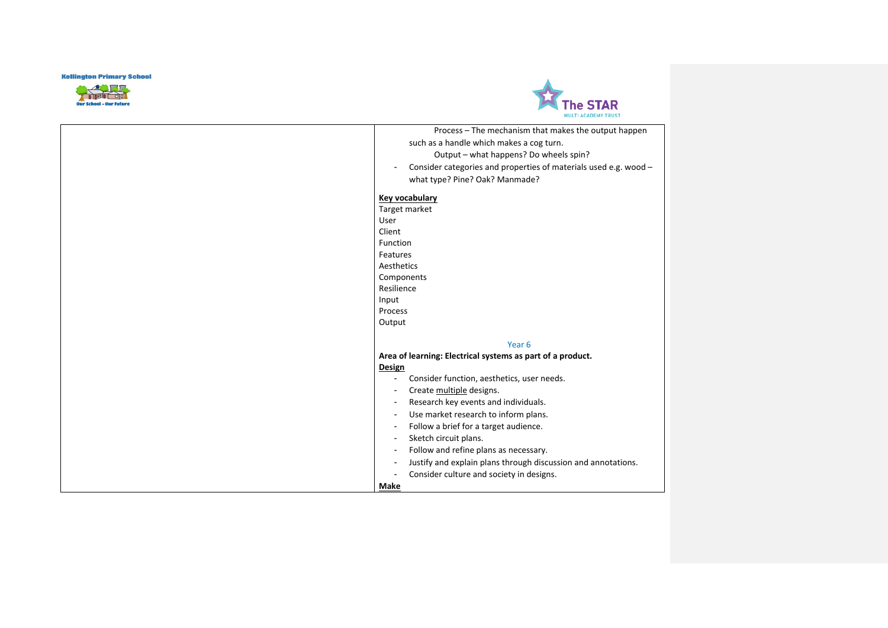|  | Process – The mechanism that makes the output happen such as a handle which makes a cog turn.<br>Output – what happens? Do wheels spin?<br>- Consider categories and properties of materials used e.g. wood – what type? Pine? Oak? Manmade?<br><br>**Key vocabulary**<br>Target market<br>User<br>Client<br>Function<br>Features<br>Aesthetics<br>Components<br>Resilience<br>Input<br>Process<br>Output<br><br>Year 6<br>**Area of learning: Electrical systems as part of a product.**<br>**Design**<br>- Consider function, aesthetics, user needs.<br>- Create multiple designs.<br>- Research key events and individuals.<br>- Use market research to inform plans.<br>- Follow a brief for a target audience.<br>- Sketch circuit plans.<br>- Follow and refine plans as necessary.<br>- Justify and explain plans through discussion and annotations.<br>- Consider culture and society in designs.<br>**Make** |
|---|---|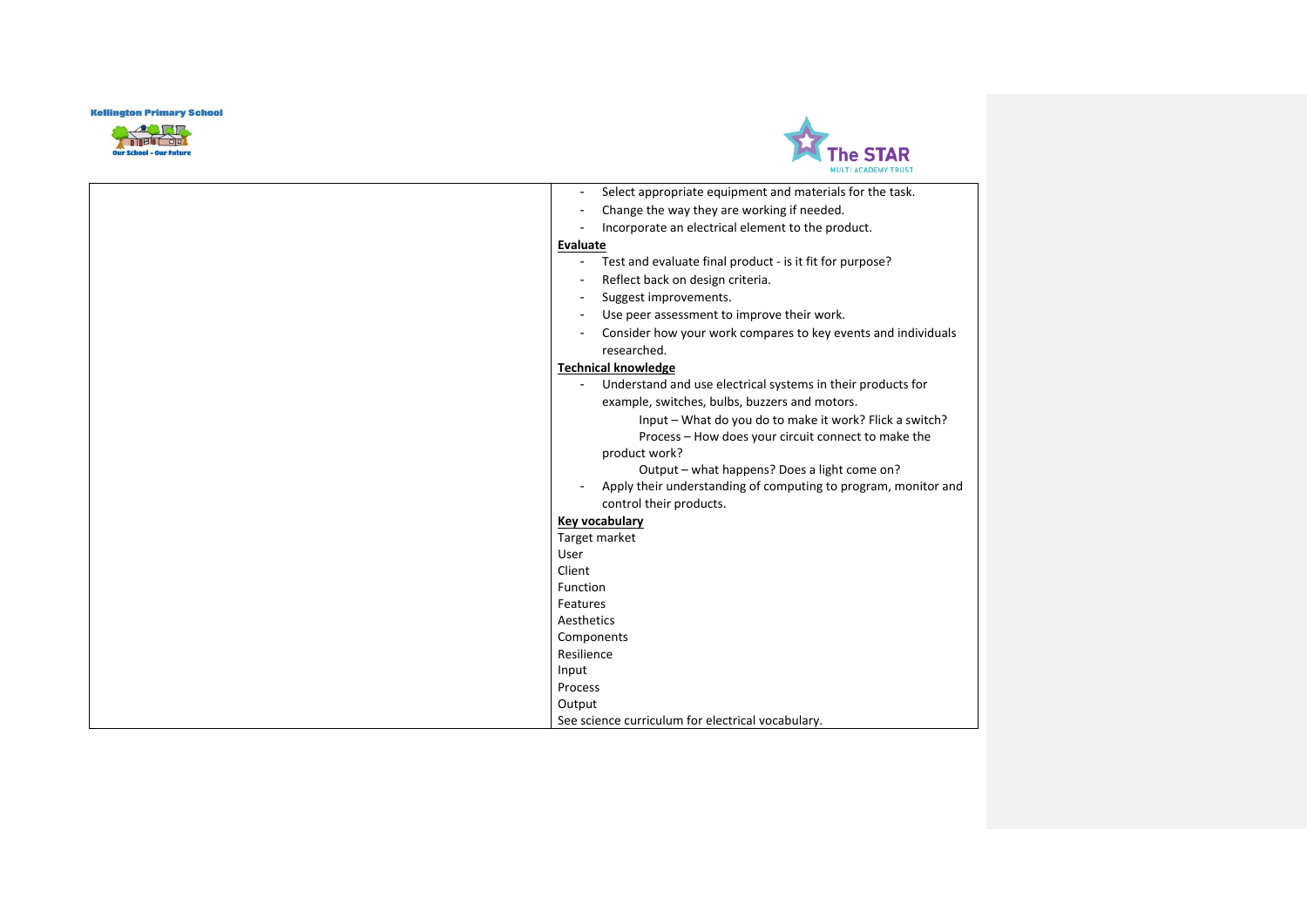| | |
|---|---|
| | - Select appropriate equipment and materials for the task.<br>- Change the way they are working if needed.<br>- Incorporate an electrical element to the product.<br>**Evaluate**<br>- Test and evaluate final product - is it fit for purpose?<br>- Reflect back on design criteria.<br>- Suggest improvements.<br>- Use peer assessment to improve their work.<br>- Consider how your work compares to key events and individuals researched.<br>**Technical knowledge**<br>- Understand and use electrical systems in their products for example, switches, bulbs, buzzers and motors.<br>Input – What do you do to make it work? Flick a switch?<br>Process – How does your circuit connect to make the product work?<br>Output – what happens? Does a light come on?<br>- Apply their understanding of computing to program, monitor and control their products.<br>**Key vocabulary**<br>Target market<br>User<br>Client<br>Function<br>Features<br>Aesthetics<br>Components<br>Resilience<br>Input<br>Process<br>Output<br>See science curriculum for electrical vocabulary. |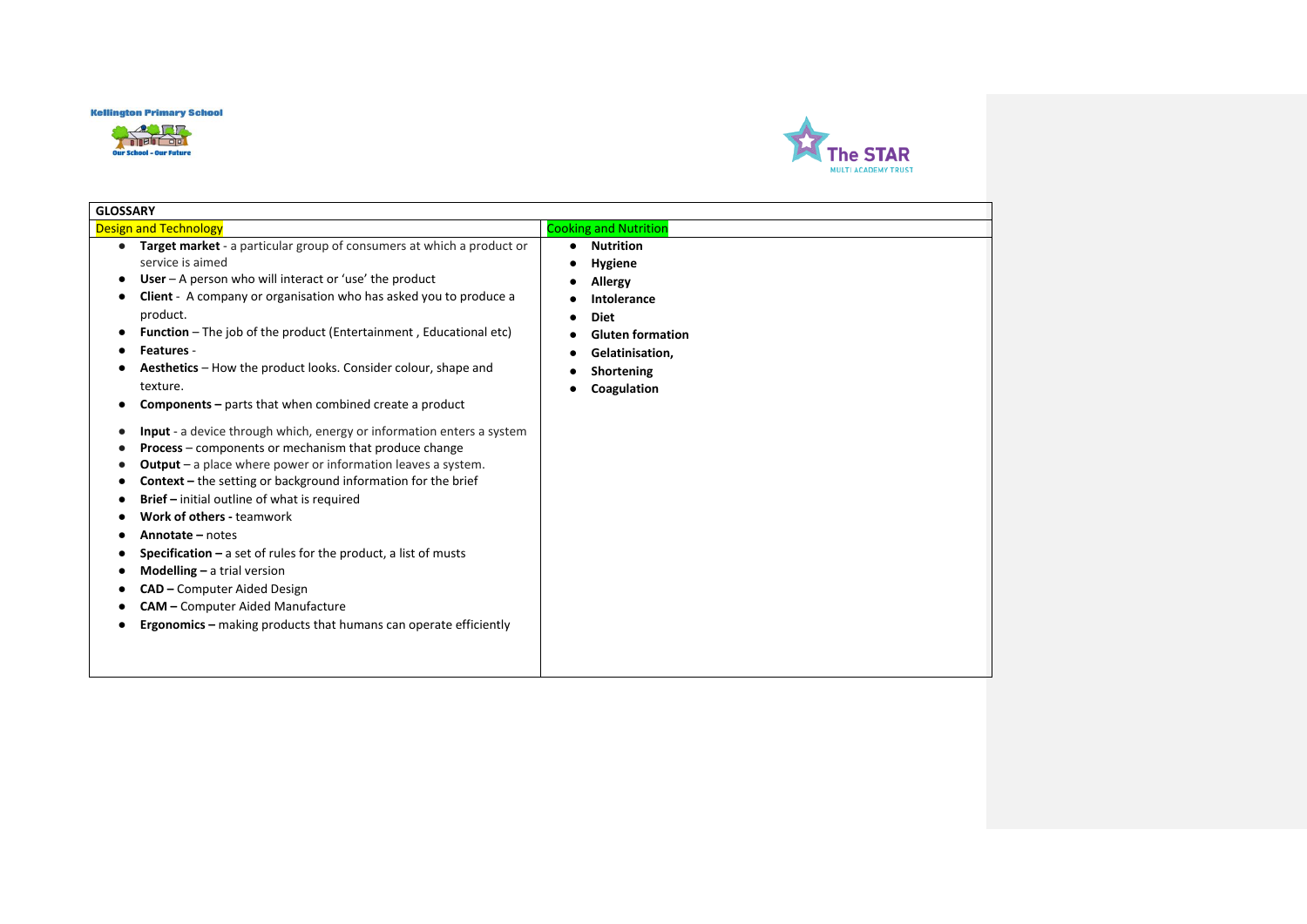Kellington Primary School

Our School - Our Future

The STAR
MULTI ACADEMY TRUST

| GLOSSARY | |
|---|---|
| Design and Technology | Cooking and Nutrition |
| • **Target market** - a particular group of consumers at which a product or service is aimed<br>• **User** – A person who will interact or 'use' the product<br>• **Client** - A company or organisation who has asked you to produce a product.<br>• **Function** – The job of the product (Entertainment , Educational etc)<br>• **Features** -<br>• **Aesthetics** – How the product looks. Consider colour, shape and texture.<br>• **Components –** parts that when combined create a product<br>• **Input** - a device through which, energy or information enters a system<br>• **Process** – components or mechanism that produce change<br>• **Output** – a place where power or information leaves a system.<br>• **Context –** the setting or background information for the brief<br>• **Brief –** initial outline of what is required<br>• **Work of others -** teamwork<br>• **Annotate –** notes<br>• **Specification –** a set of rules for the product, a list of musts<br>• **Modelling –** a trial version<br>• **CAD –** Computer Aided Design<br>• **CAM –** Computer Aided Manufacture<br>• **Ergonomics –** making products that humans can operate efficiently | • **Nutrition**<br>• **Hygiene**<br>• **Allergy**<br>• **Intolerance**<br>• **Diet**<br>• **Gluten formation**<br>• **Gelatinisation,**<br>• **Shortening**<br>• **Coagulation** |